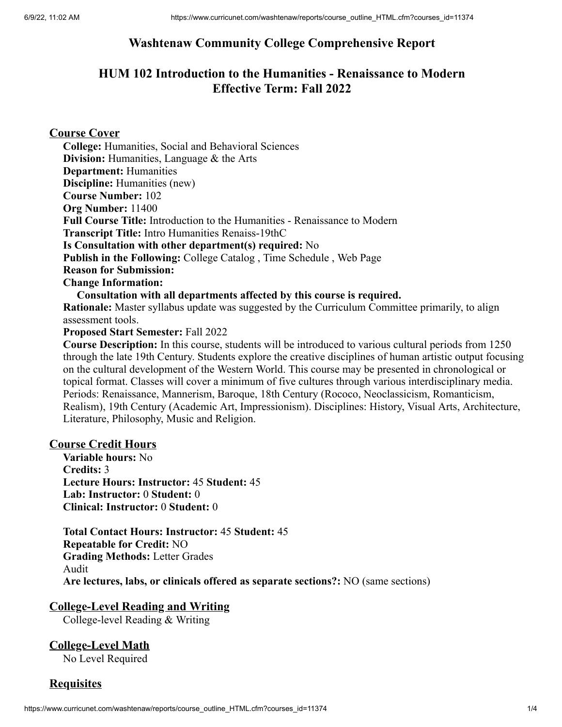# Washtenaw Community College Comprehensive Report

## HUM 102 Introduction to the Humanities - Renaissance to Modern Effective Term: Fall 2022

### Course Cover

**College:** Humanities, Social and Behavioral Sciences
**Division:** Humanities, Language & the Arts
**Department:** Humanities
**Discipline:** Humanities (new)
**Course Number:** 102
**Org Number:** 11400
**Full Course Title:** Introduction to the Humanities - Renaissance to Modern
**Transcript Title:** Intro Humanities Renaiss-19thC
**Is Consultation with other department(s) required:** No
**Publish in the Following:** College Catalog , Time Schedule , Web Page
**Reason for Submission:**
**Change Information:**

**Consultation with all departments affected by this course is required.**

**Rationale:** Master syllabus update was suggested by the Curriculum Committee primarily, to align assessment tools.
**Proposed Start Semester:** Fall 2022
**Course Description:** In this course, students will be introduced to various cultural periods from 1250 through the late 19th Century. Students explore the creative disciplines of human artistic output focusing on the cultural development of the Western World. This course may be presented in chronological or topical format. Classes will cover a minimum of five cultures through various interdisciplinary media. Periods: Renaissance, Mannerism, Baroque, 18th Century (Rococo, Neoclassicism, Romanticism, Realism), 19th Century (Academic Art, Impressionism). Disciplines: History, Visual Arts, Architecture, Literature, Philosophy, Music and Religion.

### Course Credit Hours

**Variable hours:** No
**Credits:** 3
**Lecture Hours: Instructor:** 45 **Student:** 45
**Lab: Instructor:** 0 **Student:** 0
**Clinical: Instructor:** 0 **Student:** 0

**Total Contact Hours: Instructor:** 45 **Student:** 45
**Repeatable for Credit:** NO
**Grading Methods:** Letter Grades
Audit
**Are lectures, labs, or clinicals offered as separate sections?:** NO (same sections)

### College-Level Reading and Writing

College-level Reading & Writing

### College-Level Math

No Level Required

### Requisites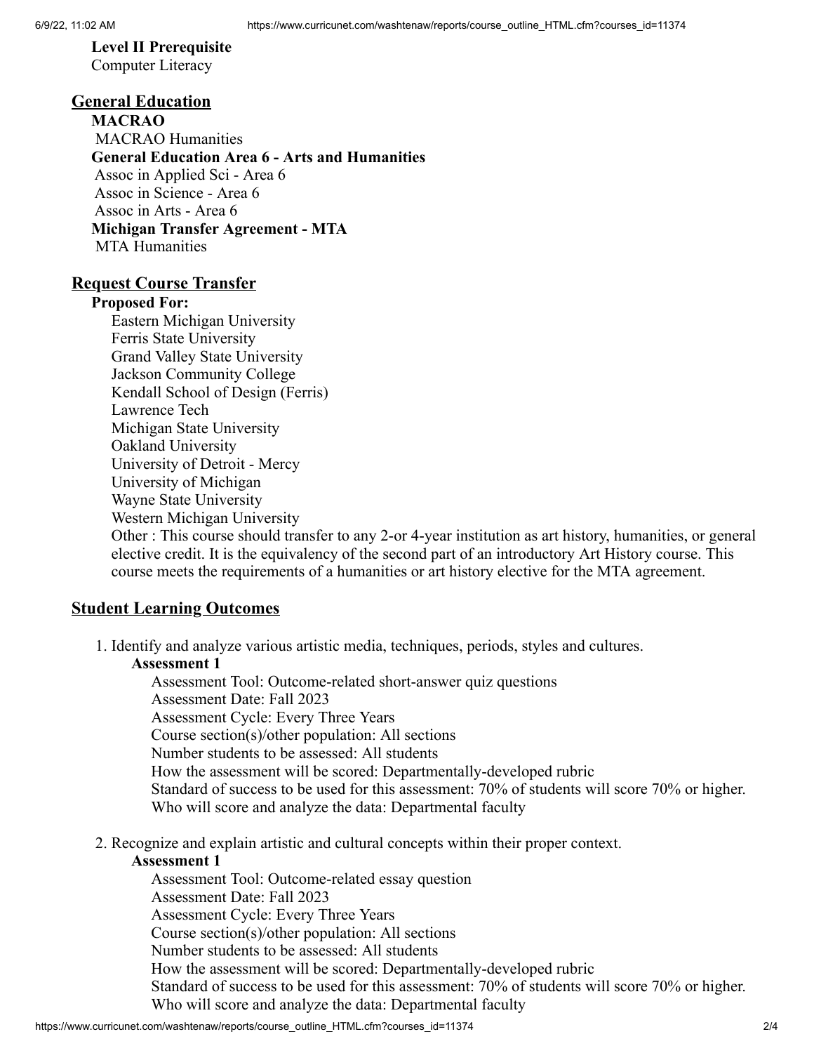**Level II Prerequisite**
Computer Literacy

## General Education

**MACRAO**
MACRAO Humanities

**General Education Area 6 - Arts and Humanities**
Assoc in Applied Sci - Area 6
Assoc in Science - Area 6
Assoc in Arts - Area 6

**Michigan Transfer Agreement - MTA**
MTA Humanities

## Request Course Transfer

**Proposed For:**

Eastern Michigan University
Ferris State University
Grand Valley State University
Jackson Community College
Kendall School of Design (Ferris)
Lawrence Tech
Michigan State University
Oakland University
University of Detroit - Mercy
University of Michigan
Wayne State University
Western Michigan University
Other : This course should transfer to any 2-or 4-year institution as art history, humanities, or general elective credit. It is the equivalency of the second part of an introductory Art History course. This course meets the requirements of a humanities or art history elective for the MTA agreement.

## Student Learning Outcomes

1. Identify and analyze various artistic media, techniques, periods, styles and cultures.

   **Assessment 1**

   Assessment Tool: Outcome-related short-answer quiz questions
   Assessment Date: Fall 2023
   Assessment Cycle: Every Three Years
   Course section(s)/other population: All sections
   Number students to be assessed: All students
   How the assessment will be scored: Departmentally-developed rubric
   Standard of success to be used for this assessment: 70% of students will score 70% or higher.
   Who will score and analyze the data: Departmental faculty

2. Recognize and explain artistic and cultural concepts within their proper context.

   **Assessment 1**

   Assessment Tool: Outcome-related essay question
   Assessment Date: Fall 2023
   Assessment Cycle: Every Three Years
   Course section(s)/other population: All sections
   Number students to be assessed: All students
   How the assessment will be scored: Departmentally-developed rubric
   Standard of success to be used for this assessment: 70% of students will score 70% or higher.
   Who will score and analyze the data: Departmental faculty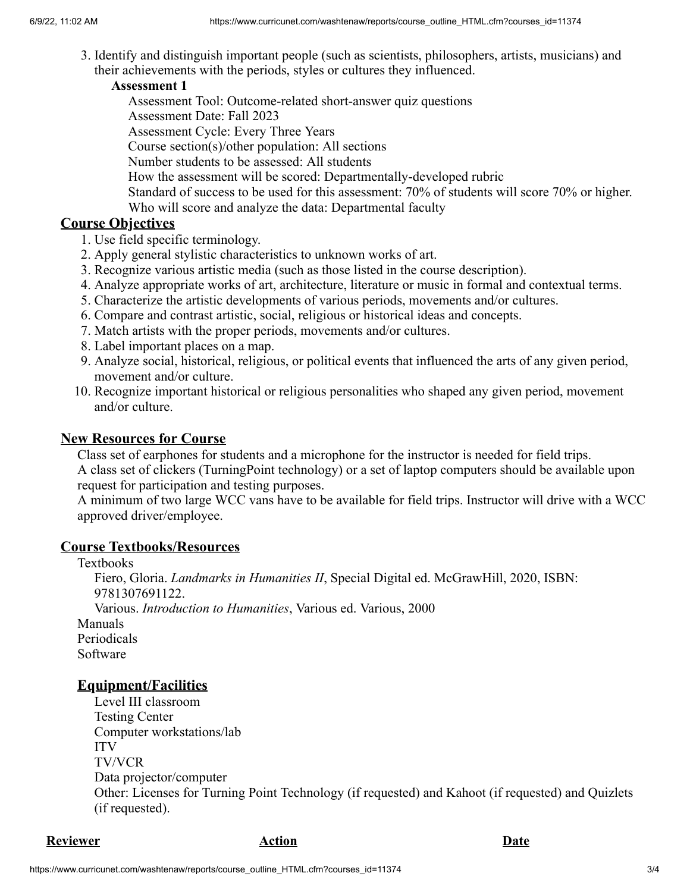3. Identify and distinguish important people (such as scientists, philosophers, artists, musicians) and their achievements with the periods, styles or cultures they influenced.

   **Assessment 1**

   Assessment Tool: Outcome-related short-answer quiz questions
   Assessment Date: Fall 2023
   Assessment Cycle: Every Three Years
   Course section(s)/other population: All sections
   Number students to be assessed: All students
   How the assessment will be scored: Departmentally-developed rubric
   Standard of success to be used for this assessment: 70% of students will score 70% or higher.
   Who will score and analyze the data: Departmental faculty

## Course Objectives

1. Use field specific terminology.
2. Apply general stylistic characteristics to unknown works of art.
3. Recognize various artistic media (such as those listed in the course description).
4. Analyze appropriate works of art, architecture, literature or music in formal and contextual terms.
5. Characterize the artistic developments of various periods, movements and/or cultures.
6. Compare and contrast artistic, social, religious or historical ideas and concepts.
7. Match artists with the proper periods, movements and/or cultures.
8. Label important places on a map.
9. Analyze social, historical, religious, or political events that influenced the arts of any given period, movement and/or culture.
10. Recognize important historical or religious personalities who shaped any given period, movement and/or culture.

## New Resources for Course

Class set of earphones for students and a microphone for the instructor is needed for field trips.
A class set of clickers (TurningPoint technology) or a set of laptop computers should be available upon request for participation and testing purposes.
A minimum of two large WCC vans have to be available for field trips. Instructor will drive with a WCC approved driver/employee.

## Course Textbooks/Resources

Textbooks

Fiero, Gloria. *Landmarks in Humanities II*, Special Digital ed. McGrawHill, 2020, ISBN: 9781307691122.
Various. *Introduction to Humanities*, Various ed. Various, 2000

Manuals
Periodicals
Software

## Equipment/Facilities

Level III classroom
Testing Center
Computer workstations/lab
ITV
TV/VCR
Data projector/computer
Other: Licenses for Turning Point Technology (if requested) and Kahoot (if requested) and Quizlets (if requested).

| Reviewer | Action | Date |
|---|---|---|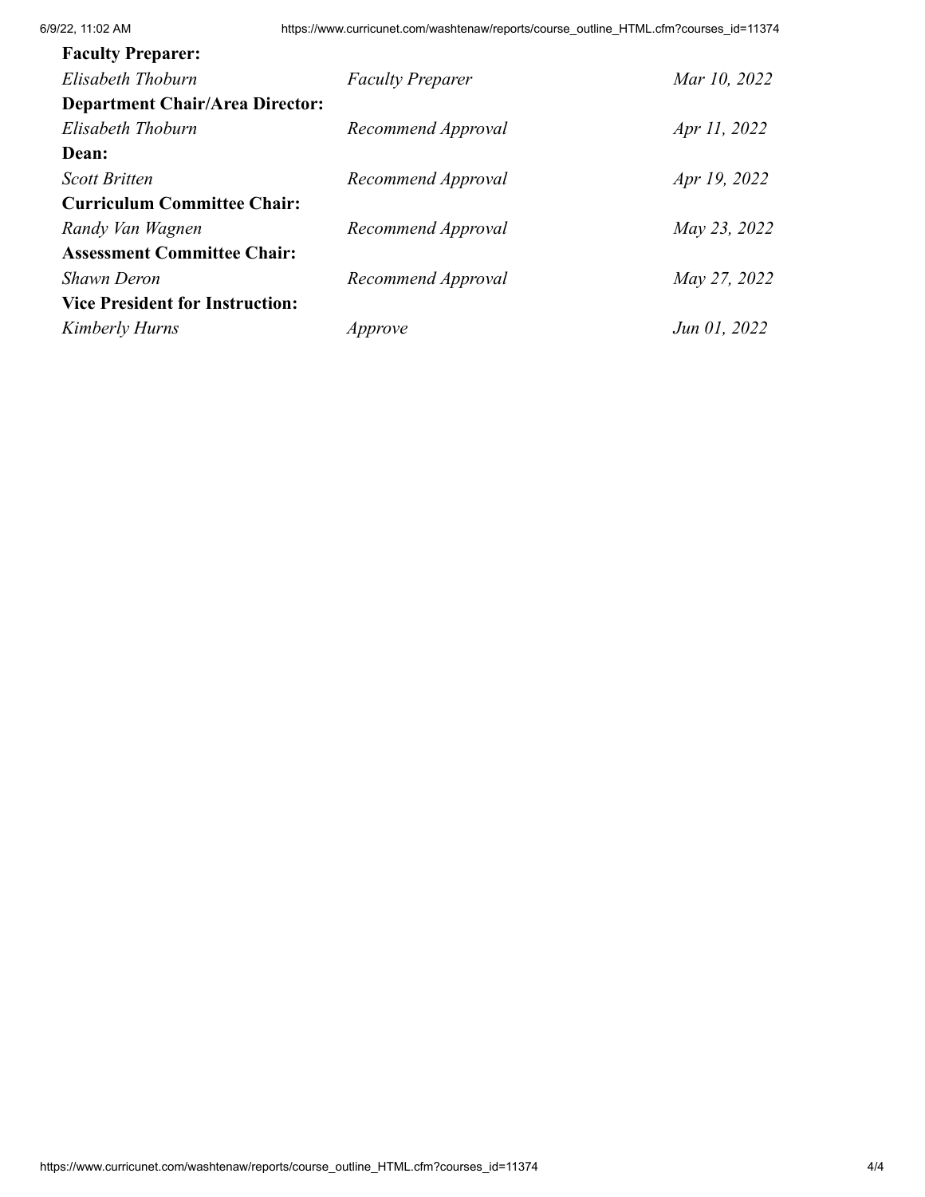**Faculty Preparer:**

| | | |
|---|---|---|
| *Elisabeth Thoburn* | *Faculty Preparer* | *Mar 10, 2022* |

**Department Chair/Area Director:**

| | | |
|---|---|---|
| *Elisabeth Thoburn* | *Recommend Approval* | *Apr 11, 2022* |

**Dean:**

| | | |
|---|---|---|
| *Scott Britten* | *Recommend Approval* | *Apr 19, 2022* |

**Curriculum Committee Chair:**

| | | |
|---|---|---|
| *Randy Van Wagnen* | *Recommend Approval* | *May 23, 2022* |

**Assessment Committee Chair:**

| | | |
|---|---|---|
| *Shawn Deron* | *Recommend Approval* | *May 27, 2022* |

**Vice President for Instruction:**

| | | |
|---|---|---|
| *Kimberly Hurns* | *Approve* | *Jun 01, 2022* |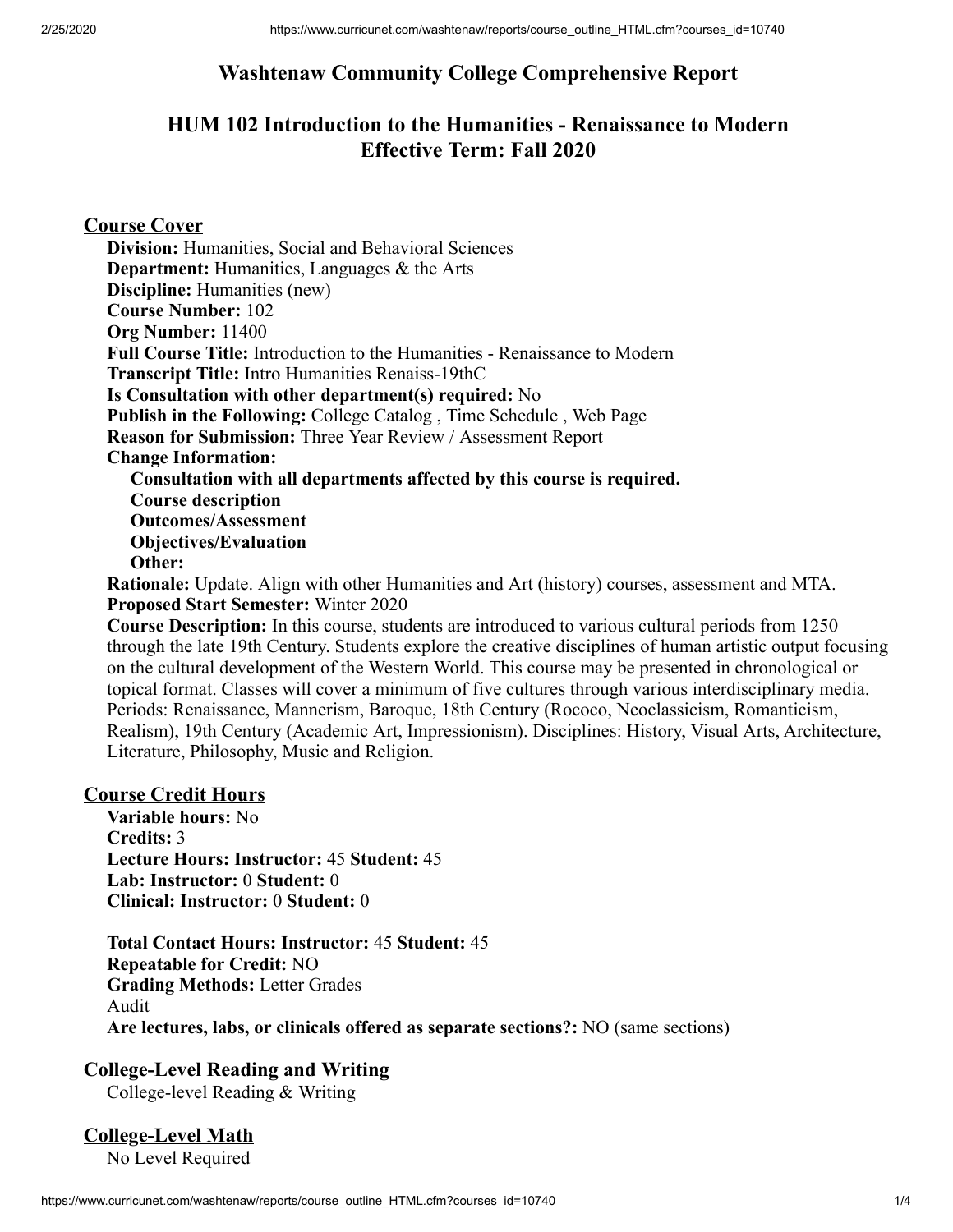# Washtenaw Community College Comprehensive Report

## HUM 102 Introduction to the Humanities - Renaissance to Modern
## Effective Term: Fall 2020

### Course Cover

**Division:** Humanities, Social and Behavioral Sciences
**Department:** Humanities, Languages & the Arts
**Discipline:** Humanities (new)
**Course Number:** 102
**Org Number:** 11400
**Full Course Title:** Introduction to the Humanities - Renaissance to Modern
**Transcript Title:** Intro Humanities Renaiss-19thC
**Is Consultation with other department(s) required:** No
**Publish in the Following:** College Catalog , Time Schedule , Web Page
**Reason for Submission:** Three Year Review / Assessment Report
**Change Information:**

- **Consultation with all departments affected by this course is required.**
- **Course description**
- **Outcomes/Assessment**
- **Objectives/Evaluation**
- **Other:**

**Rationale:** Update. Align with other Humanities and Art (history) courses, assessment and MTA.
**Proposed Start Semester:** Winter 2020
**Course Description:** In this course, students are introduced to various cultural periods from 1250 through the late 19th Century. Students explore the creative disciplines of human artistic output focusing on the cultural development of the Western World. This course may be presented in chronological or topical format. Classes will cover a minimum of five cultures through various interdisciplinary media. Periods: Renaissance, Mannerism, Baroque, 18th Century (Rococo, Neoclassicism, Romanticism, Realism), 19th Century (Academic Art, Impressionism). Disciplines: History, Visual Arts, Architecture, Literature, Philosophy, Music and Religion.

### Course Credit Hours

**Variable hours:** No
**Credits:** 3
**Lecture Hours: Instructor:** 45 **Student:** 45
**Lab: Instructor:** 0 **Student:** 0
**Clinical: Instructor:** 0 **Student:** 0

**Total Contact Hours: Instructor:** 45 **Student:** 45
**Repeatable for Credit:** NO
**Grading Methods:** Letter Grades
Audit
**Are lectures, labs, or clinicals offered as separate sections?:** NO (same sections)

### College-Level Reading and Writing

College-level Reading & Writing

### College-Level Math

No Level Required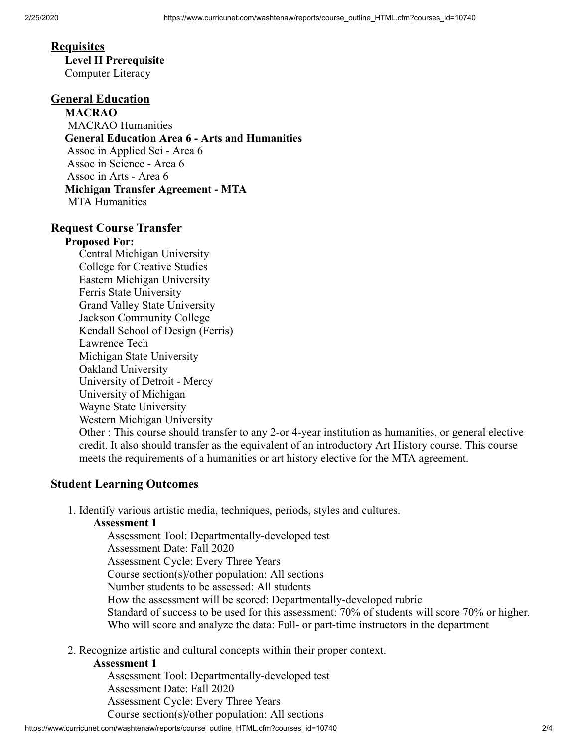## Requisites

**Level II Prerequisite**

Computer Literacy

## General Education

**MACRAO**

MACRAO Humanities

**General Education Area 6 - Arts and Humanities**

Assoc in Applied Sci - Area 6

Assoc in Science - Area 6

Assoc in Arts - Area 6

**Michigan Transfer Agreement - MTA**

MTA Humanities

## Request Course Transfer

**Proposed For:**

Central Michigan University
College for Creative Studies
Eastern Michigan University
Ferris State University
Grand Valley State University
Jackson Community College
Kendall School of Design (Ferris)
Lawrence Tech
Michigan State University
Oakland University
University of Detroit - Mercy
University of Michigan
Wayne State University
Western Michigan University
Other : This course should transfer to any 2-or 4-year institution as humanities, or general elective credit. It also should transfer as the equivalent of an introductory Art History course. This course meets the requirements of a humanities or art history elective for the MTA agreement.

## Student Learning Outcomes

1. Identify various artistic media, techniques, periods, styles and cultures.

   **Assessment 1**

   Assessment Tool: Departmentally-developed test
   Assessment Date: Fall 2020
   Assessment Cycle: Every Three Years
   Course section(s)/other population: All sections
   Number students to be assessed: All students
   How the assessment will be scored: Departmentally-developed rubric
   Standard of success to be used for this assessment: 70% of students will score 70% or higher.
   Who will score and analyze the data: Full- or part-time instructors in the department

2. Recognize artistic and cultural concepts within their proper context.

   **Assessment 1**

   Assessment Tool: Departmentally-developed test
   Assessment Date: Fall 2020
   Assessment Cycle: Every Three Years
   Course section(s)/other population: All sections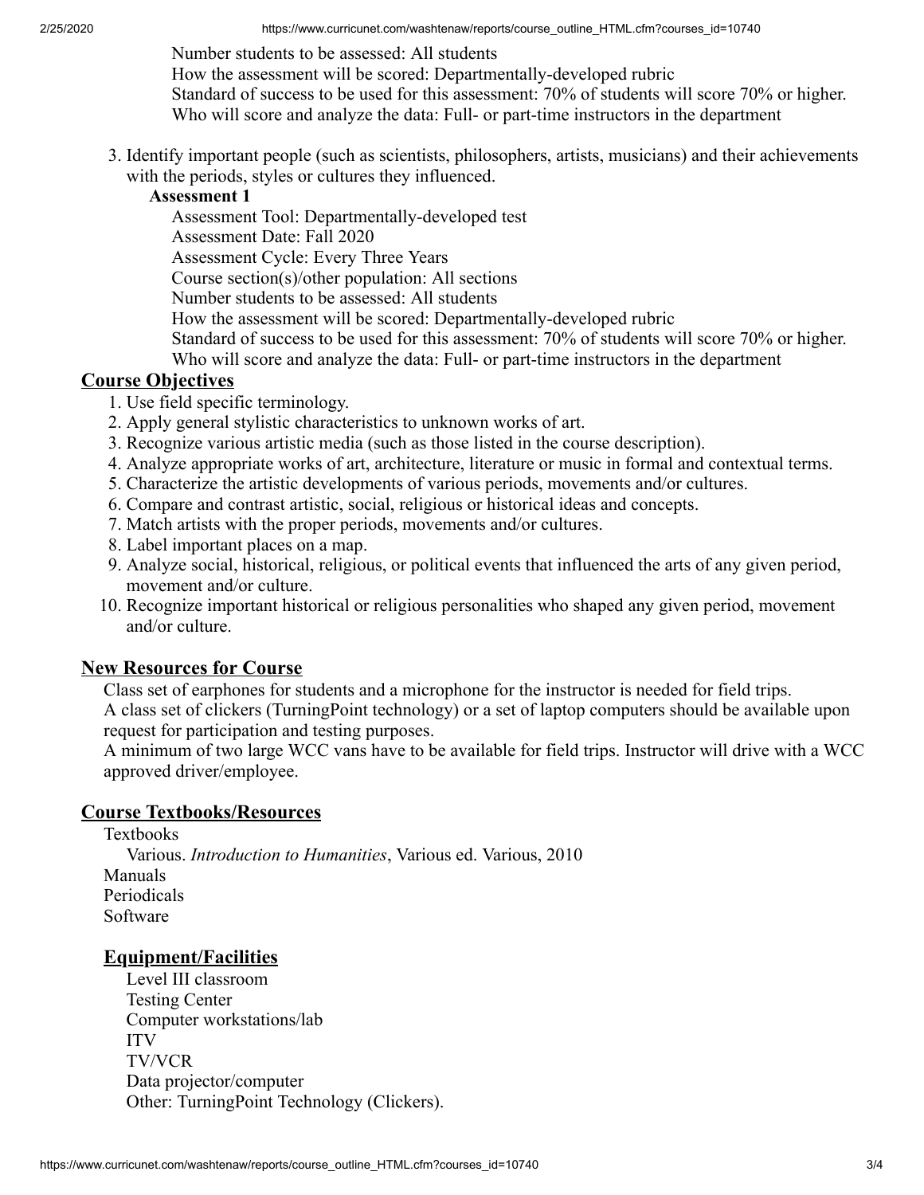Number students to be assessed: All students
How the assessment will be scored: Departmentally-developed rubric
Standard of success to be used for this assessment: 70% of students will score 70% or higher.
Who will score and analyze the data: Full- or part-time instructors in the department

3. Identify important people (such as scientists, philosophers, artists, musicians) and their achievements with the periods, styles or cultures they influenced.

   **Assessment 1**

   Assessment Tool: Departmentally-developed test
   Assessment Date: Fall 2020
   Assessment Cycle: Every Three Years
   Course section(s)/other population: All sections
   Number students to be assessed: All students
   How the assessment will be scored: Departmentally-developed rubric
   Standard of success to be used for this assessment: 70% of students will score 70% or higher.
   Who will score and analyze the data: Full- or part-time instructors in the department

## Course Objectives

1. Use field specific terminology.
2. Apply general stylistic characteristics to unknown works of art.
3. Recognize various artistic media (such as those listed in the course description).
4. Analyze appropriate works of art, architecture, literature or music in formal and contextual terms.
5. Characterize the artistic developments of various periods, movements and/or cultures.
6. Compare and contrast artistic, social, religious or historical ideas and concepts.
7. Match artists with the proper periods, movements and/or cultures.
8. Label important places on a map.
9. Analyze social, historical, religious, or political events that influenced the arts of any given period, movement and/or culture.
10. Recognize important historical or religious personalities who shaped any given period, movement and/or culture.

## New Resources for Course

Class set of earphones for students and a microphone for the instructor is needed for field trips.
A class set of clickers (TurningPoint technology) or a set of laptop computers should be available upon request for participation and testing purposes.
A minimum of two large WCC vans have to be available for field trips. Instructor will drive with a WCC approved driver/employee.

## Course Textbooks/Resources

Textbooks
Various. *Introduction to Humanities*, Various ed. Various, 2010
Manuals
Periodicals
Software

## Equipment/Facilities

Level III classroom
Testing Center
Computer workstations/lab
ITV
TV/VCR
Data projector/computer
Other: TurningPoint Technology (Clickers).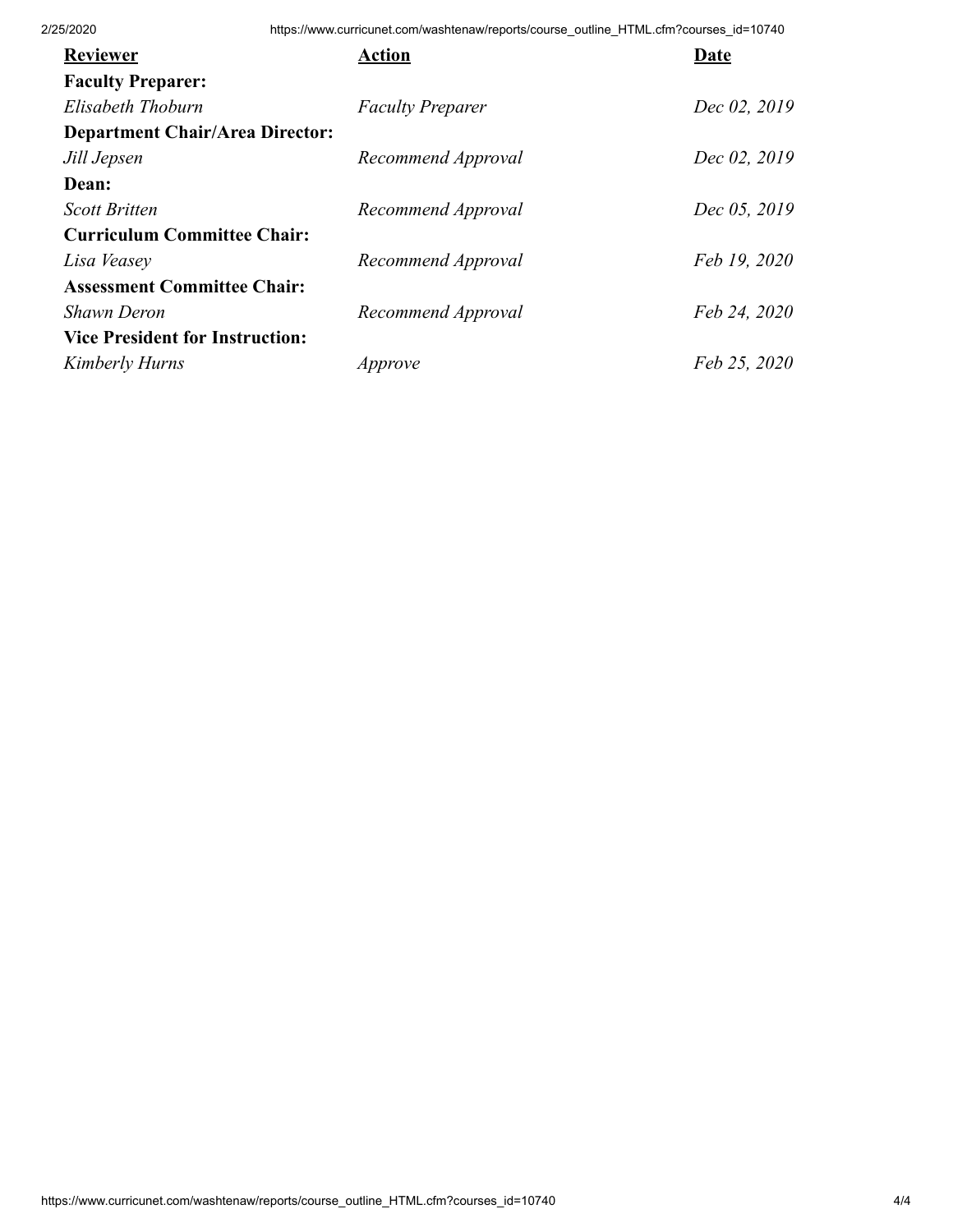| **Reviewer** | **Action** | **Date** |
| --- | --- | --- |
| **Faculty Preparer:** | | |
| *Elisabeth Thoburn* | *Faculty Preparer* | *Dec 02, 2019* |
| **Department Chair/Area Director:** | | |
| *Jill Jepsen* | *Recommend Approval* | *Dec 02, 2019* |
| **Dean:** | | |
| *Scott Britten* | *Recommend Approval* | *Dec 05, 2019* |
| **Curriculum Committee Chair:** | | |
| *Lisa Veasey* | *Recommend Approval* | *Feb 19, 2020* |
| **Assessment Committee Chair:** | | |
| *Shawn Deron* | *Recommend Approval* | *Feb 24, 2020* |
| **Vice President for Instruction:** | | |
| *Kimberly Hurns* | *Approve* | *Feb 25, 2020* |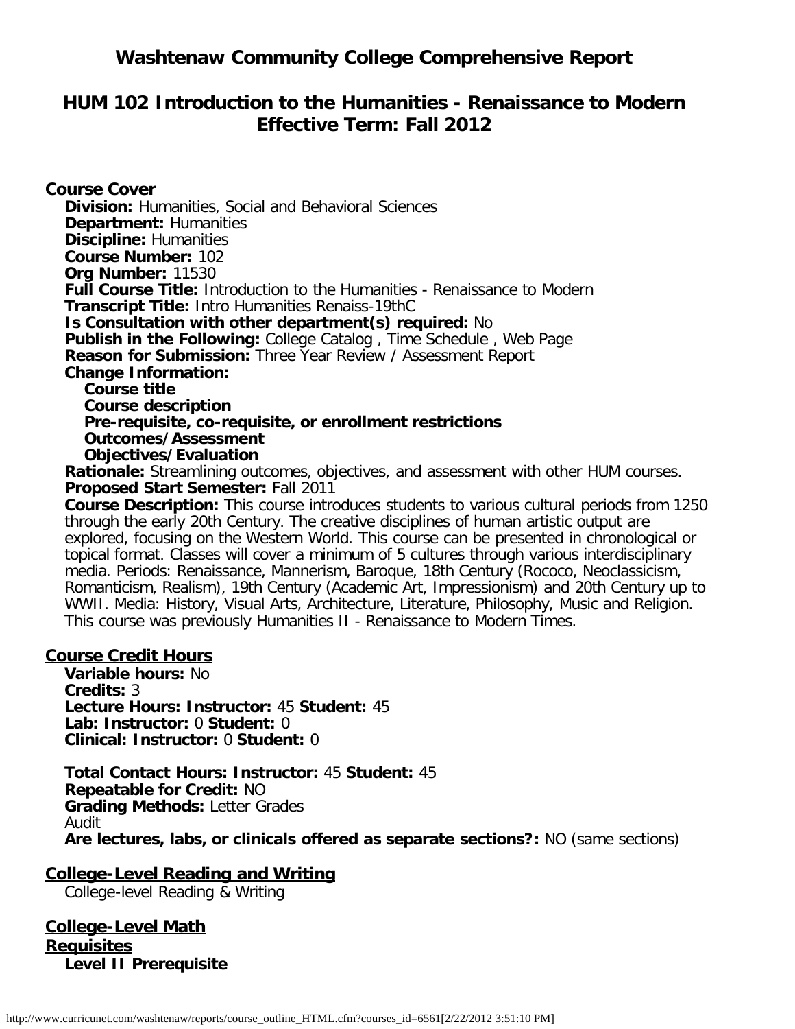# Washtenaw Community College Comprehensive Report

## HUM 102 Introduction to the Humanities - Renaissance to Modern
## Effective Term: Fall 2012

### Course Cover

**Division:** Humanities, Social and Behavioral Sciences
**Department:** Humanities
**Discipline:** Humanities
**Course Number:** 102
**Org Number:** 11530
**Full Course Title:** Introduction to the Humanities - Renaissance to Modern
**Transcript Title:** Intro Humanities Renaiss-19thC
**Is Consultation with other department(s) required:** No
**Publish in the Following:** College Catalog , Time Schedule , Web Page
**Reason for Submission:** Three Year Review / Assessment Report
**Change Information:**

- **Course title**
- **Course description**
- **Pre-requisite, co-requisite, or enrollment restrictions**
- **Outcomes/Assessment**
- **Objectives/Evaluation**

**Rationale:** Streamlining outcomes, objectives, and assessment with other HUM courses.
**Proposed Start Semester:** Fall 2011
**Course Description:** This course introduces students to various cultural periods from 1250 through the early 20th Century. The creative disciplines of human artistic output are explored, focusing on the Western World. This course can be presented in chronological or topical format. Classes will cover a minimum of 5 cultures through various interdisciplinary media. Periods: Renaissance, Mannerism, Baroque, 18th Century (Rococo, Neoclassicism, Romanticism, Realism), 19th Century (Academic Art, Impressionism) and 20th Century up to WWII. Media: History, Visual Arts, Architecture, Literature, Philosophy, Music and Religion. This course was previously Humanities II - Renaissance to Modern Times.

### Course Credit Hours

**Variable hours:** No
**Credits:** 3
**Lecture Hours: Instructor:** 45 **Student:** 45
**Lab: Instructor:** 0 **Student:** 0
**Clinical: Instructor:** 0 **Student:** 0

**Total Contact Hours: Instructor:** 45 **Student:** 45
**Repeatable for Credit:** NO
**Grading Methods:** Letter Grades
Audit
**Are lectures, labs, or clinicals offered as separate sections?:** NO (same sections)

### College-Level Reading and Writing

College-level Reading & Writing

### College-Level Math

### Requisites

**Level II Prerequisite**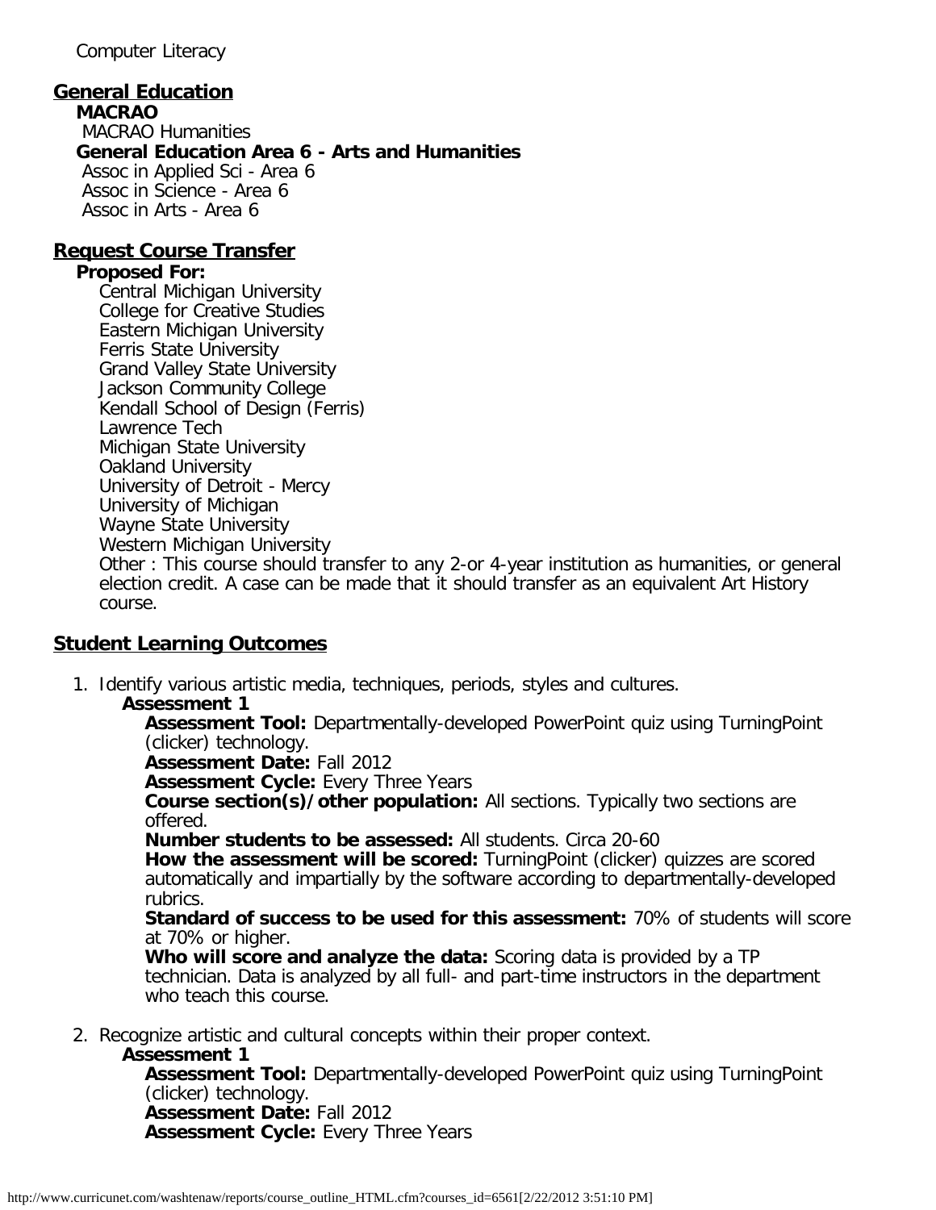Computer Literacy

## General Education

**MACRAO**

MACRAO Humanities

**General Education Area 6 - Arts and Humanities**

Assoc in Applied Sci - Area 6
Assoc in Science - Area 6
Assoc in Arts - Area 6

## Request Course Transfer

**Proposed For:**

Central Michigan University
College for Creative Studies
Eastern Michigan University
Ferris State University
Grand Valley State University
Jackson Community College
Kendall School of Design (Ferris)
Lawrence Tech
Michigan State University
Oakland University
University of Detroit - Mercy
University of Michigan
Wayne State University
Western Michigan University
Other : This course should transfer to any 2-or 4-year institution as humanities, or general election credit. A case can be made that it should transfer as an equivalent Art History course.

## Student Learning Outcomes

1. Identify various artistic media, techniques, periods, styles and cultures.

   **Assessment 1**

   **Assessment Tool:** Departmentally-developed PowerPoint quiz using TurningPoint (clicker) technology.
   **Assessment Date:** Fall 2012
   **Assessment Cycle:** Every Three Years
   **Course section(s)/other population:** All sections. Typically two sections are offered.
   **Number students to be assessed:** All students. Circa 20-60
   **How the assessment will be scored:** TurningPoint (clicker) quizzes are scored automatically and impartially by the software according to departmentally-developed rubrics.
   **Standard of success to be used for this assessment:** 70% of students will score at 70% or higher.
   **Who will score and analyze the data:** Scoring data is provided by a TP technician. Data is analyzed by all full- and part-time instructors in the department who teach this course.

2. Recognize artistic and cultural concepts within their proper context.

   **Assessment 1**

   **Assessment Tool:** Departmentally-developed PowerPoint quiz using TurningPoint (clicker) technology.
   **Assessment Date:** Fall 2012
   **Assessment Cycle:** Every Three Years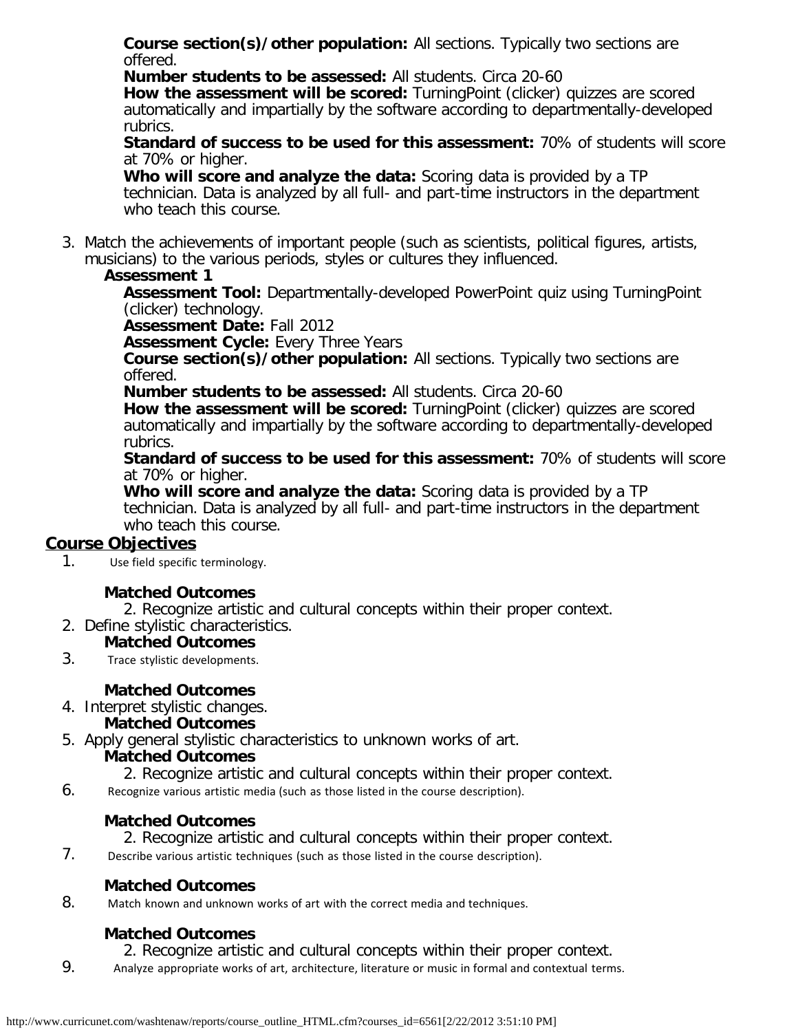**Course section(s)/other population:** All sections. Typically two sections are offered.
**Number students to be assessed:** All students. Circa 20-60
**How the assessment will be scored:** TurningPoint (clicker) quizzes are scored automatically and impartially by the software according to departmentally-developed rubrics.
**Standard of success to be used for this assessment:** 70% of students will score at 70% or higher.
**Who will score and analyze the data:** Scoring data is provided by a TP technician. Data is analyzed by all full- and part-time instructors in the department who teach this course.

3. Match the achievements of important people (such as scientists, political figures, artists, musicians) to the various periods, styles or cultures they influenced.

**Assessment 1**

**Assessment Tool:** Departmentally-developed PowerPoint quiz using TurningPoint (clicker) technology.
**Assessment Date:** Fall 2012
**Assessment Cycle:** Every Three Years
**Course section(s)/other population:** All sections. Typically two sections are offered.
**Number students to be assessed:** All students. Circa 20-60
**How the assessment will be scored:** TurningPoint (clicker) quizzes are scored automatically and impartially by the software according to departmentally-developed rubrics.
**Standard of success to be used for this assessment:** 70% of students will score at 70% or higher.
**Who will score and analyze the data:** Scoring data is provided by a TP technician. Data is analyzed by all full- and part-time instructors in the department who teach this course.

## Course Objectives

1. Use field specific terminology.

   **Matched Outcomes**

   2. Recognize artistic and cultural concepts within their proper context.

2. Define stylistic characteristics.

   **Matched Outcomes**

3. Trace stylistic developments.

   **Matched Outcomes**

4. Interpret stylistic changes.

   **Matched Outcomes**

5. Apply general stylistic characteristics to unknown works of art.

   **Matched Outcomes**

   2. Recognize artistic and cultural concepts within their proper context.

6. Recognize various artistic media (such as those listed in the course description).

   **Matched Outcomes**

   2. Recognize artistic and cultural concepts within their proper context.

7. Describe various artistic techniques (such as those listed in the course description).

   **Matched Outcomes**

8. Match known and unknown works of art with the correct media and techniques.

   **Matched Outcomes**

   2. Recognize artistic and cultural concepts within their proper context.

9. Analyze appropriate works of art, architecture, literature or music in formal and contextual terms.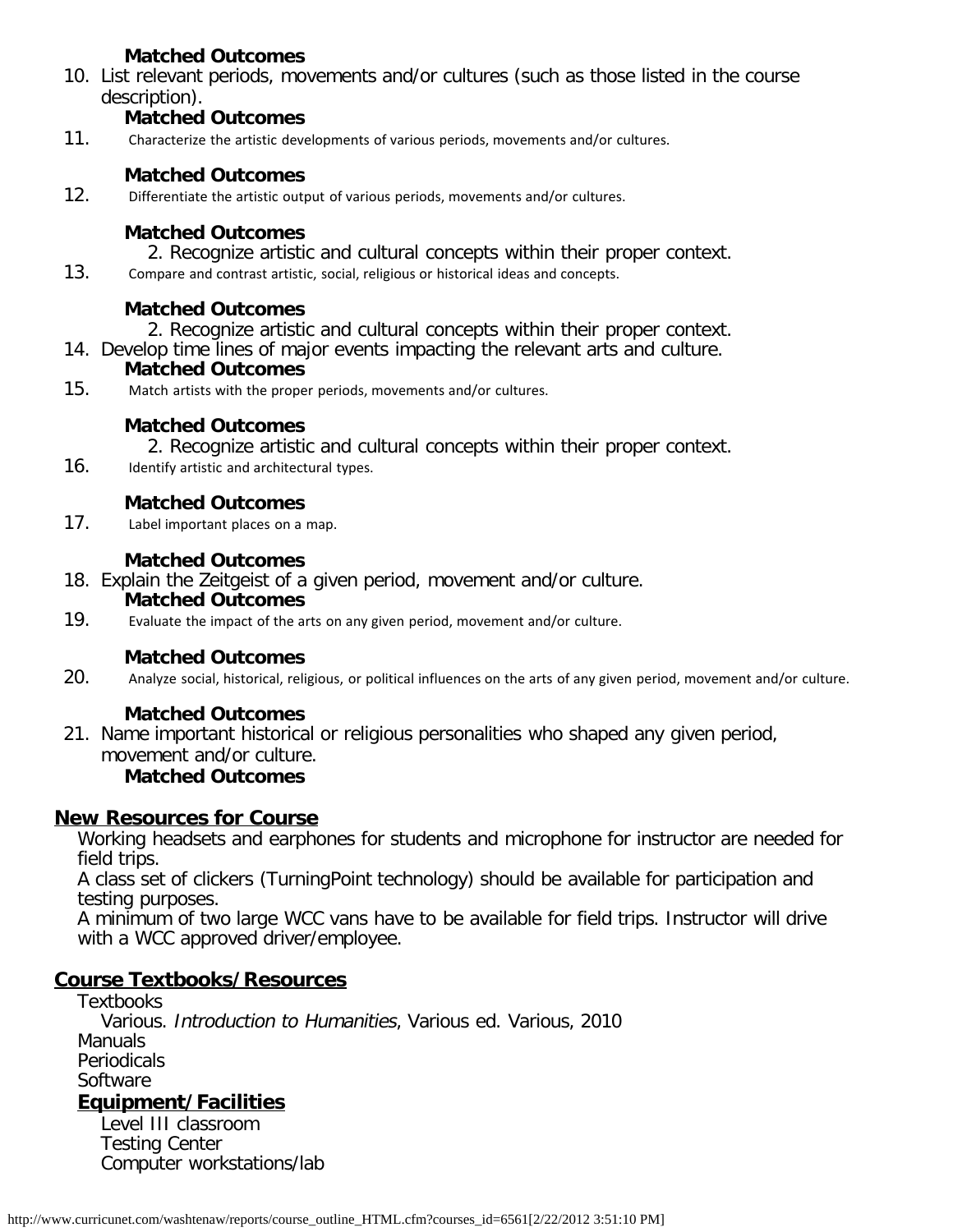**Matched Outcomes**

10. List relevant periods, movements and/or cultures (such as those listed in the course description).

    **Matched Outcomes**

11. Characterize the artistic developments of various periods, movements and/or cultures.

    **Matched Outcomes**

12. Differentiate the artistic output of various periods, movements and/or cultures.

    **Matched Outcomes**

    2. Recognize artistic and cultural concepts within their proper context.

13. Compare and contrast artistic, social, religious or historical ideas and concepts.

    **Matched Outcomes**

    2. Recognize artistic and cultural concepts within their proper context.

14. Develop time lines of major events impacting the relevant arts and culture.

    **Matched Outcomes**

15. Match artists with the proper periods, movements and/or cultures.

    **Matched Outcomes**

    2. Recognize artistic and cultural concepts within their proper context.

16. Identify artistic and architectural types.

    **Matched Outcomes**

17. Label important places on a map.

    **Matched Outcomes**

18. Explain the Zeitgeist of a given period, movement and/or culture.

    **Matched Outcomes**

19. Evaluate the impact of the arts on any given period, movement and/or culture.

    **Matched Outcomes**

20. Analyze social, historical, religious, or political influences on the arts of any given period, movement and/or culture.

    **Matched Outcomes**

21. Name important historical or religious personalities who shaped any given period, movement and/or culture.

    **Matched Outcomes**

## New Resources for Course

Working headsets and earphones for students and microphone for instructor are needed for field trips.
A class set of clickers (TurningPoint technology) should be available for participation and testing purposes.
A minimum of two large WCC vans have to be available for field trips. Instructor will drive with a WCC approved driver/employee.

## Course Textbooks/Resources

Textbooks

Various. *Introduction to Humanities*, Various ed. Various, 2010

Manuals

Periodicals

Software

### Equipment/Facilities

Level III classroom
Testing Center
Computer workstations/lab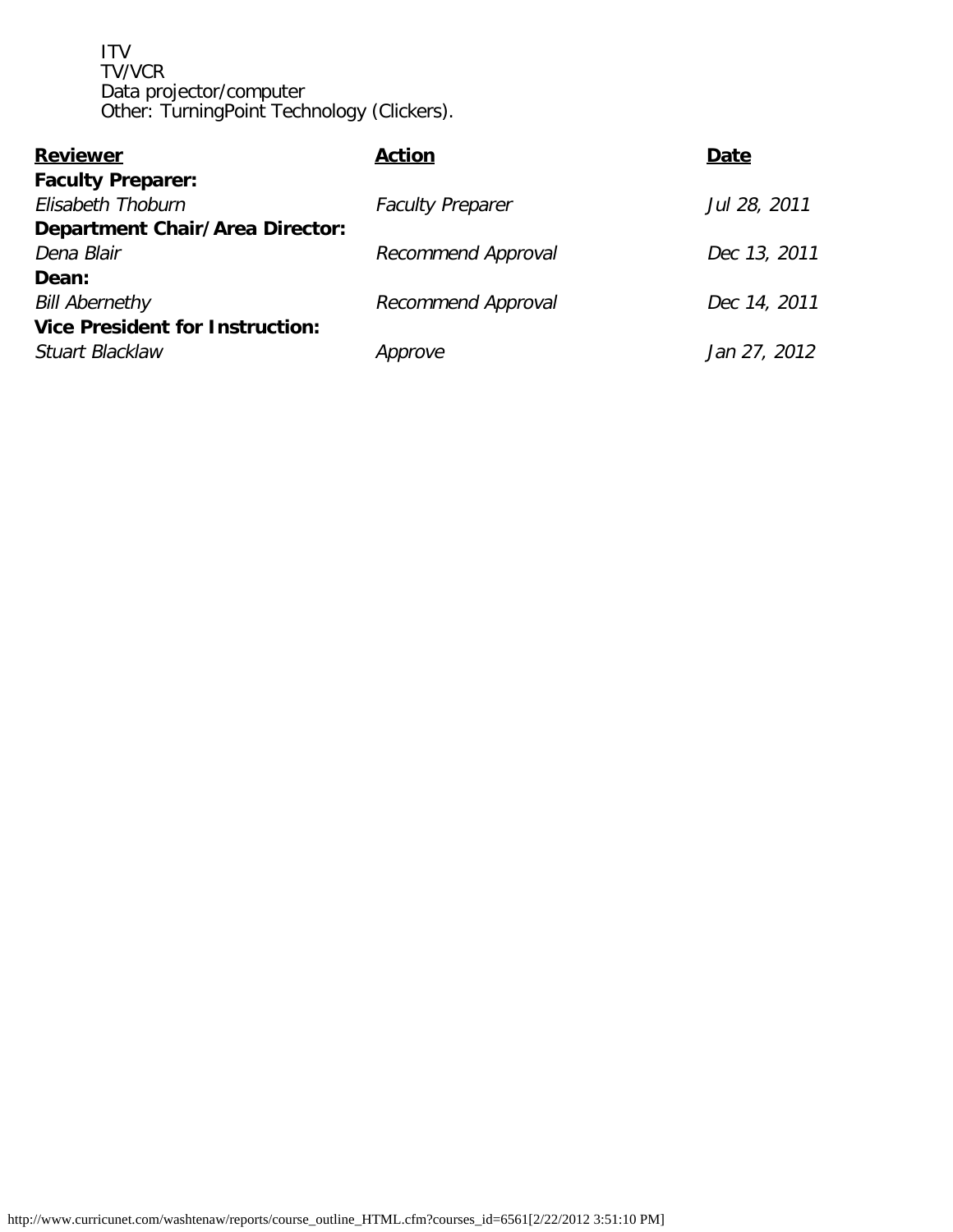ITV
TV/VCR
Data projector/computer
Other: TurningPoint Technology (Clickers).

| Reviewer | Action | Date |
|---|---|---|
| **Faculty Preparer:** | | |
| *Elisabeth Thoburn* | *Faculty Preparer* | *Jul 28, 2011* |
| **Department Chair/Area Director:** | | |
| *Dena Blair* | *Recommend Approval* | *Dec 13, 2011* |
| **Dean:** | | |
| *Bill Abernethy* | *Recommend Approval* | *Dec 14, 2011* |
| **Vice President for Instruction:** | | |
| *Stuart Blacklaw* | *Approve* | *Jan 27, 2012* |